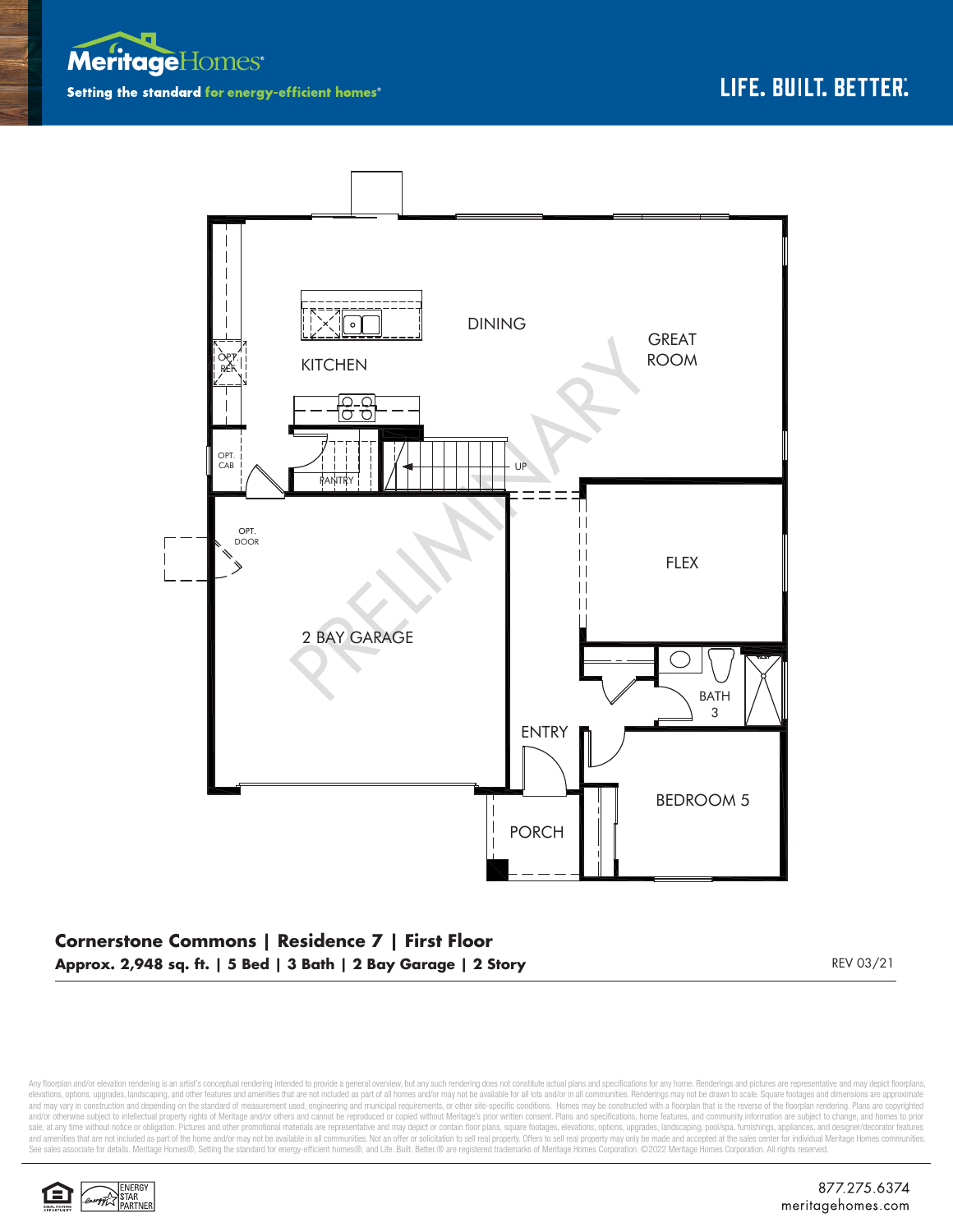Meritage Homes

Setting the standard for energy-efficient homes®

LIFE. BUILT. BETTER.®

DINING

GREAT ROOM

KITCHEN

OPT. REF.

OPT. CAB

PANTRY

UP

OPT. DOOR

FLEX

2 BAY GARAGE

PRELIMINARY

BATH 3

ENTRY

BEDROOM 5

PORCH

**Cornerstone Commons | Residence 7 | First Floor**

**Approx. 2,948 sq. ft. | 5 Bed | 3 Bath | 2 Bay Garage | 2 Story**

REV 03/21

Any floorplan and/or elevation rendering is an artist's conceptual rendering intended to provide a general overview, but any such rendering does not constitute actual plans and specifications for any home. Renderings and pictures are representative and may depict floorplans, elevations, options, upgrades, landscaping, and other features and amenities that are not included as part of all homes and/or may not be available for all lots and/or in all communities. Renderings may not be drawn to scale. Square footages and dimensions are approximate and may vary in construction and depending on the standard of measurement used, engineering and municipal requirements, or other site-specific conditions. Homes may be constructed with a floorplan that is the reverse of the floorplan rendering. Plans are copyrighted and/or otherwise subject to intellectual property rights of Meritage and/or others and cannot be reproduced or copied without Meritage's prior written consent. Plans and specifications, home features, and community information are subject to change, and homes to prior sale, at any time without notice or obligation. Pictures and other promotional materials are representative and may depict or contain floor plans, square footages, elevations, options, upgrades, landscaping, pool/spa, furnishings, appliances, and designer/decorator features and amenities that are not included as part of the home and/or may not be available in all communities. Not an offer or solicitation to sell real property. Offers to sell real property may only be made and accepted at the sales center for individual Meritage Homes communities. See sales associate for details. Meritage Homes®, Setting the standard for energy-efficient homes®, and Life. Built. Better.® are registered trademarks of Meritage Homes Corporation. ©2022 Meritage Homes Corporation. All rights reserved.

EQUAL HOUSING OPPORTUNITY

ENERGY STAR PARTNER

877.275.6374

meritagehomes.com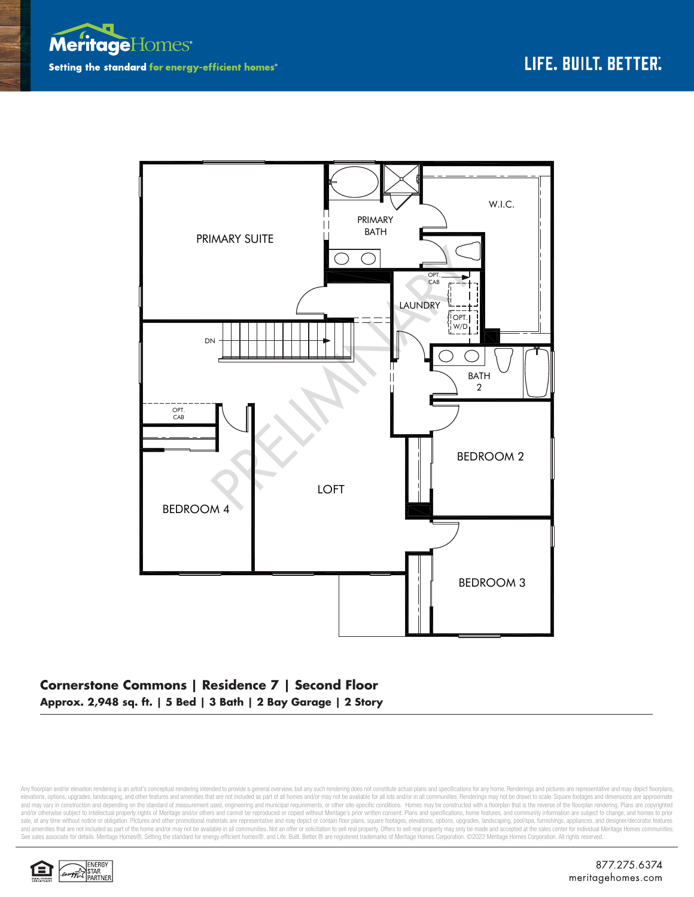Meritage Homes

Setting the standard for energy-efficient homes®

LIFE. BUILT. BETTER.®

PRIMARY SUITE

PRIMARY BATH

W.I.C.

OPT. CAB

LAUNDRY

OPT. W/D

DN

BATH 2

OPT. CAB

BEDROOM 2

LOFT

BEDROOM 4

BEDROOM 3

PRELIMINARY

**Cornerstone Commons | Residence 7 | Second Floor**

**Approx. 2,948 sq. ft. | 5 Bed | 3 Bath | 2 Bay Garage | 2 Story**

Any floorplan and/or elevation rendering is an artist's conceptual rendering intended to provide a general overview, but any such rendering does not constitute actual plans and specifications for any home. Renderings and pictures are representative and may depict floorplans, elevations, options, upgrades, landscaping, and other features and amenities that are not included as part of all homes and/or may not be available for all lots and/or in all communities. Renderings may not be drawn to scale. Square footages and dimensions are approximate and may vary in construction and depending on the standard of measurement used, engineering and municipal requirements, or other site-specific conditions. Homes may be constructed with a floorplan that is the reverse of the floorplan rendering. Plans are copyrighted and/or otherwise subject to intellectual property rights of Meritage and/or others and cannot be reproduced or copied without Meritage's prior written consent. Plans and specifications, home features, and community information are subject to change, and homes to prior sale, at any time without notice or obligation. Pictures and other promotional materials are representative and may depict or contain floor plans, square footages, elevations, options, upgrades, landscaping, pool/spa, furnishings, appliances, and designer/decorator features and amenities that are not included as part of the home and/or may not be available in all communities. Not an offer or solicitation to sell real property. Offers to sell real property may only be made and accepted at the sales center for individual Meritage Homes communities. See sales associate for details. Meritage Homes®, Setting the standard for energy-efficient homes®, and Life. Built. Better.® are registered trademarks of Meritage Homes Corporation. ©2022 Meritage Homes Corporation. All rights reserved.

ENERGY STAR PARTNER

877.275.6374
meritagehomes.com